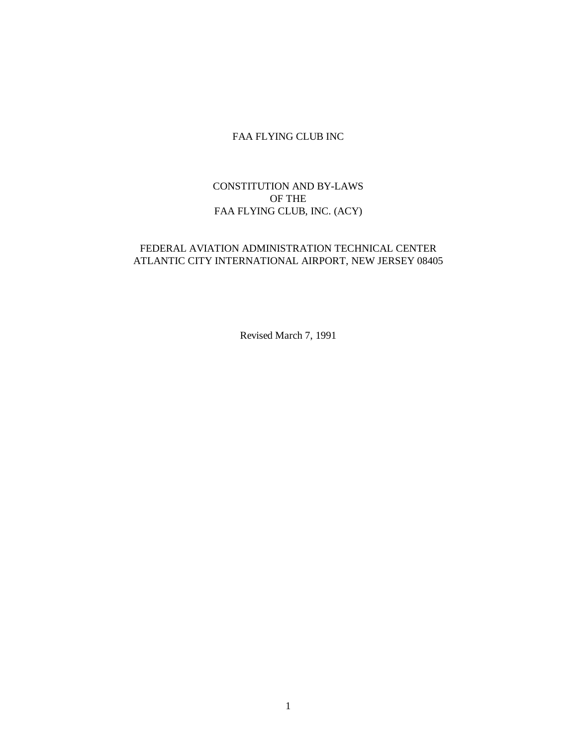# FAA FLYING CLUB INC

## CONSTITUTION AND BY-LAWS
## OF THE
## FAA FLYING CLUB, INC. (ACY)

FEDERAL AVIATION ADMINISTRATION TECHNICAL CENTER
ATLANTIC CITY INTERNATIONAL AIRPORT, NEW JERSEY 08405

Revised March 7, 1991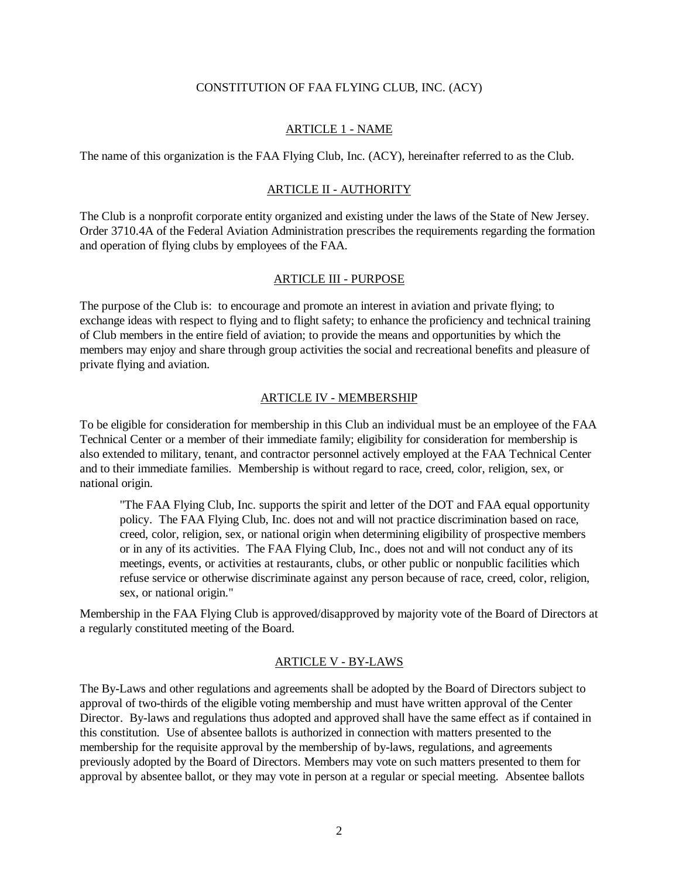# CONSTITUTION OF FAA FLYING CLUB, INC. (ACY)

## ARTICLE 1 - NAME

The name of this organization is the FAA Flying Club, Inc. (ACY), hereinafter referred to as the Club.

## ARTICLE II - AUTHORITY

The Club is a nonprofit corporate entity organized and existing under the laws of the State of New Jersey. Order 3710.4A of the Federal Aviation Administration prescribes the requirements regarding the formation and operation of flying clubs by employees of the FAA.

## ARTICLE III - PURPOSE

The purpose of the Club is: to encourage and promote an interest in aviation and private flying; to exchange ideas with respect to flying and to flight safety; to enhance the proficiency and technical training of Club members in the entire field of aviation; to provide the means and opportunities by which the members may enjoy and share through group activities the social and recreational benefits and pleasure of private flying and aviation.

## ARTICLE IV - MEMBERSHIP

To be eligible for consideration for membership in this Club an individual must be an employee of the FAA Technical Center or a member of their immediate family; eligibility for consideration for membership is also extended to military, tenant, and contractor personnel actively employed at the FAA Technical Center and to their immediate families. Membership is without regard to race, creed, color, religion, sex, or national origin.

> "The FAA Flying Club, Inc. supports the spirit and letter of the DOT and FAA equal opportunity policy. The FAA Flying Club, Inc. does not and will not practice discrimination based on race, creed, color, religion, sex, or national origin when determining eligibility of prospective members or in any of its activities. The FAA Flying Club, Inc., does not and will not conduct any of its meetings, events, or activities at restaurants, clubs, or other public or nonpublic facilities which refuse service or otherwise discriminate against any person because of race, creed, color, religion, sex, or national origin."

Membership in the FAA Flying Club is approved/disapproved by majority vote of the Board of Directors at a regularly constituted meeting of the Board.

## ARTICLE V - BY-LAWS

The By-Laws and other regulations and agreements shall be adopted by the Board of Directors subject to approval of two-thirds of the eligible voting membership and must have written approval of the Center Director. By-laws and regulations thus adopted and approved shall have the same effect as if contained in this constitution. Use of absentee ballots is authorized in connection with matters presented to the membership for the requisite approval by the membership of by-laws, regulations, and agreements previously adopted by the Board of Directors. Members may vote on such matters presented to them for approval by absentee ballot, or they may vote in person at a regular or special meeting. Absentee ballots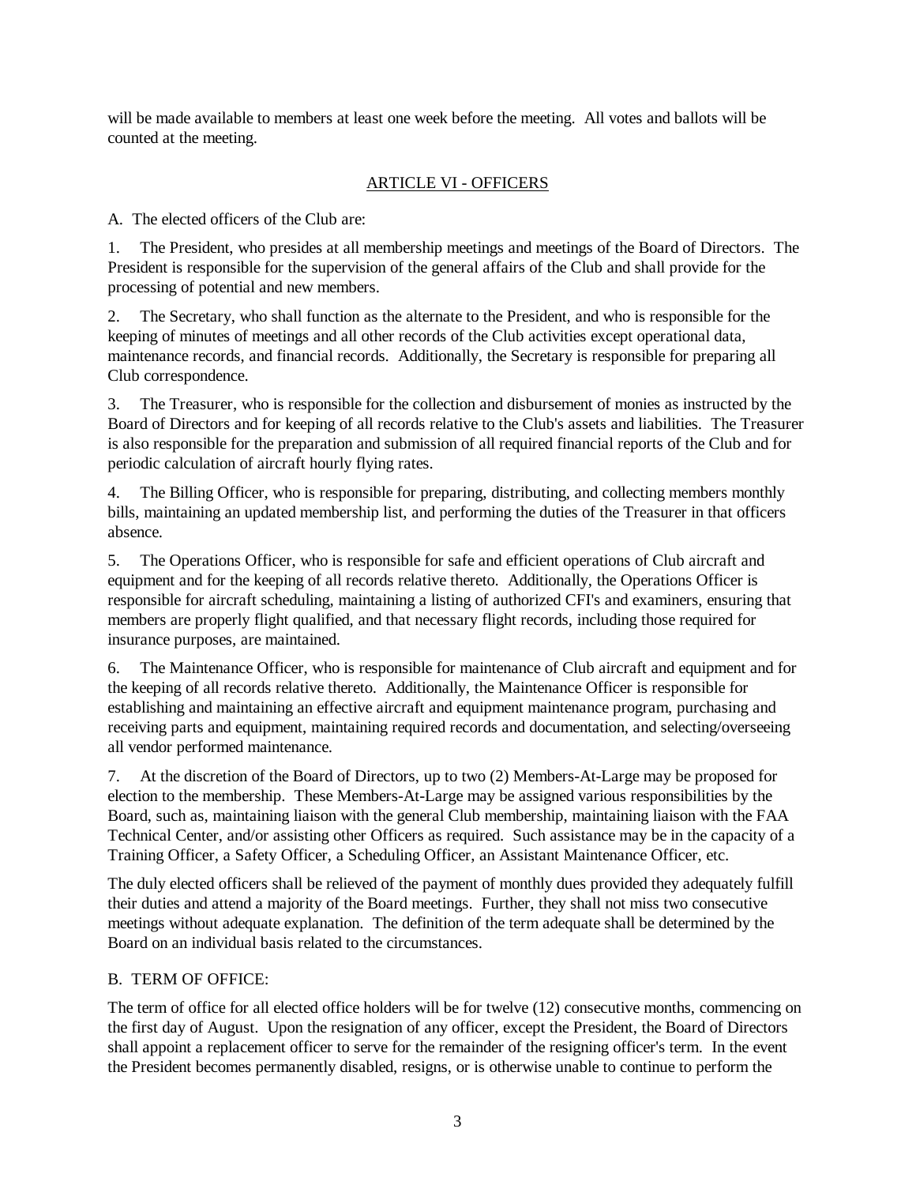will be made available to members at least one week before the meeting. All votes and ballots will be counted at the meeting.

## ARTICLE VI - OFFICERS

A. The elected officers of the Club are:

1. The President, who presides at all membership meetings and meetings of the Board of Directors. The President is responsible for the supervision of the general affairs of the Club and shall provide for the processing of potential and new members.

2. The Secretary, who shall function as the alternate to the President, and who is responsible for the keeping of minutes of meetings and all other records of the Club activities except operational data, maintenance records, and financial records. Additionally, the Secretary is responsible for preparing all Club correspondence.

3. The Treasurer, who is responsible for the collection and disbursement of monies as instructed by the Board of Directors and for keeping of all records relative to the Club's assets and liabilities. The Treasurer is also responsible for the preparation and submission of all required financial reports of the Club and for periodic calculation of aircraft hourly flying rates.

4. The Billing Officer, who is responsible for preparing, distributing, and collecting members monthly bills, maintaining an updated membership list, and performing the duties of the Treasurer in that officers absence.

5. The Operations Officer, who is responsible for safe and efficient operations of Club aircraft and equipment and for the keeping of all records relative thereto. Additionally, the Operations Officer is responsible for aircraft scheduling, maintaining a listing of authorized CFI's and examiners, ensuring that members are properly flight qualified, and that necessary flight records, including those required for insurance purposes, are maintained.

6. The Maintenance Officer, who is responsible for maintenance of Club aircraft and equipment and for the keeping of all records relative thereto. Additionally, the Maintenance Officer is responsible for establishing and maintaining an effective aircraft and equipment maintenance program, purchasing and receiving parts and equipment, maintaining required records and documentation, and selecting/overseeing all vendor performed maintenance.

7. At the discretion of the Board of Directors, up to two (2) Members-At-Large may be proposed for election to the membership. These Members-At-Large may be assigned various responsibilities by the Board, such as, maintaining liaison with the general Club membership, maintaining liaison with the FAA Technical Center, and/or assisting other Officers as required. Such assistance may be in the capacity of a Training Officer, a Safety Officer, a Scheduling Officer, an Assistant Maintenance Officer, etc.

The duly elected officers shall be relieved of the payment of monthly dues provided they adequately fulfill their duties and attend a majority of the Board meetings. Further, they shall not miss two consecutive meetings without adequate explanation. The definition of the term adequate shall be determined by the Board on an individual basis related to the circumstances.

B. TERM OF OFFICE:

The term of office for all elected office holders will be for twelve (12) consecutive months, commencing on the first day of August. Upon the resignation of any officer, except the President, the Board of Directors shall appoint a replacement officer to serve for the remainder of the resigning officer's term. In the event the President becomes permanently disabled, resigns, or is otherwise unable to continue to perform the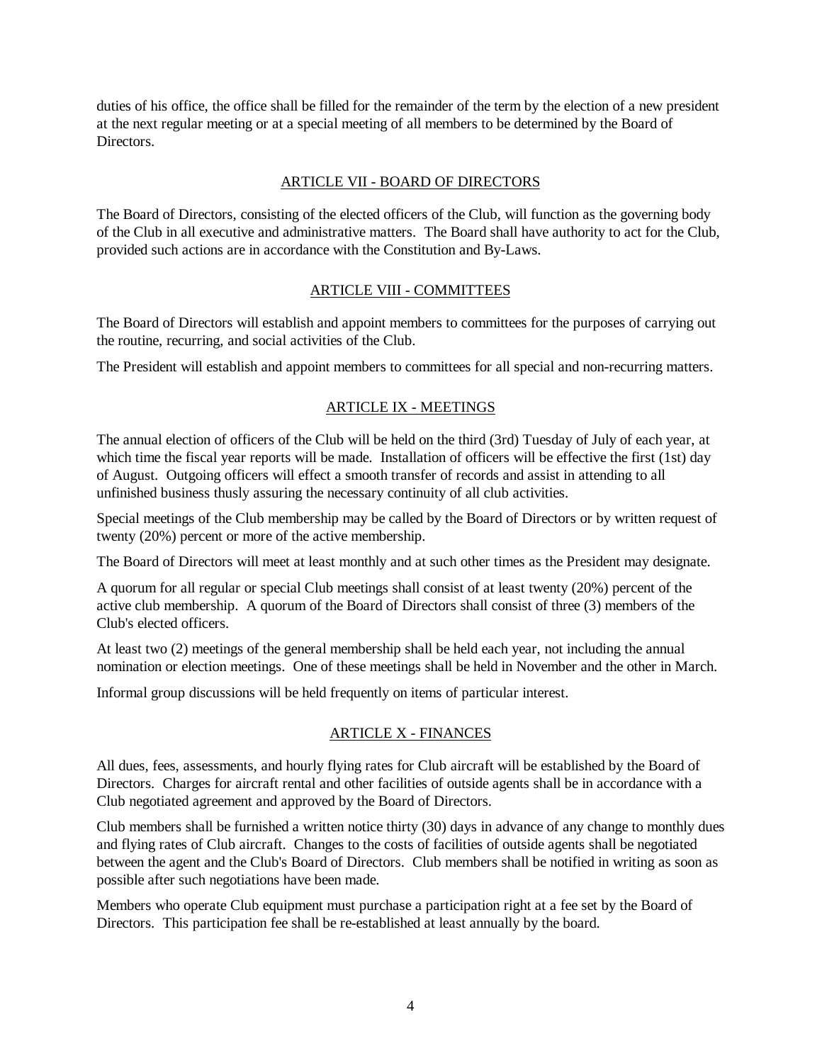duties of his office, the office shall be filled for the remainder of the term by the election of a new president at the next regular meeting or at a special meeting of all members to be determined by the Board of Directors.

## ARTICLE VII - BOARD OF DIRECTORS

The Board of Directors, consisting of the elected officers of the Club, will function as the governing body of the Club in all executive and administrative matters. The Board shall have authority to act for the Club, provided such actions are in accordance with the Constitution and By-Laws.

## ARTICLE VIII - COMMITTEES

The Board of Directors will establish and appoint members to committees for the purposes of carrying out the routine, recurring, and social activities of the Club.

The President will establish and appoint members to committees for all special and non-recurring matters.

## ARTICLE IX - MEETINGS

The annual election of officers of the Club will be held on the third (3rd) Tuesday of July of each year, at which time the fiscal year reports will be made. Installation of officers will be effective the first (1st) day of August. Outgoing officers will effect a smooth transfer of records and assist in attending to all unfinished business thusly assuring the necessary continuity of all club activities.

Special meetings of the Club membership may be called by the Board of Directors or by written request of twenty (20%) percent or more of the active membership.

The Board of Directors will meet at least monthly and at such other times as the President may designate.

A quorum for all regular or special Club meetings shall consist of at least twenty (20%) percent of the active club membership. A quorum of the Board of Directors shall consist of three (3) members of the Club's elected officers.

At least two (2) meetings of the general membership shall be held each year, not including the annual nomination or election meetings. One of these meetings shall be held in November and the other in March.

Informal group discussions will be held frequently on items of particular interest.

## ARTICLE X - FINANCES

All dues, fees, assessments, and hourly flying rates for Club aircraft will be established by the Board of Directors. Charges for aircraft rental and other facilities of outside agents shall be in accordance with a Club negotiated agreement and approved by the Board of Directors.

Club members shall be furnished a written notice thirty (30) days in advance of any change to monthly dues and flying rates of Club aircraft. Changes to the costs of facilities of outside agents shall be negotiated between the agent and the Club's Board of Directors. Club members shall be notified in writing as soon as possible after such negotiations have been made.

Members who operate Club equipment must purchase a participation right at a fee set by the Board of Directors. This participation fee shall be re-established at least annually by the board.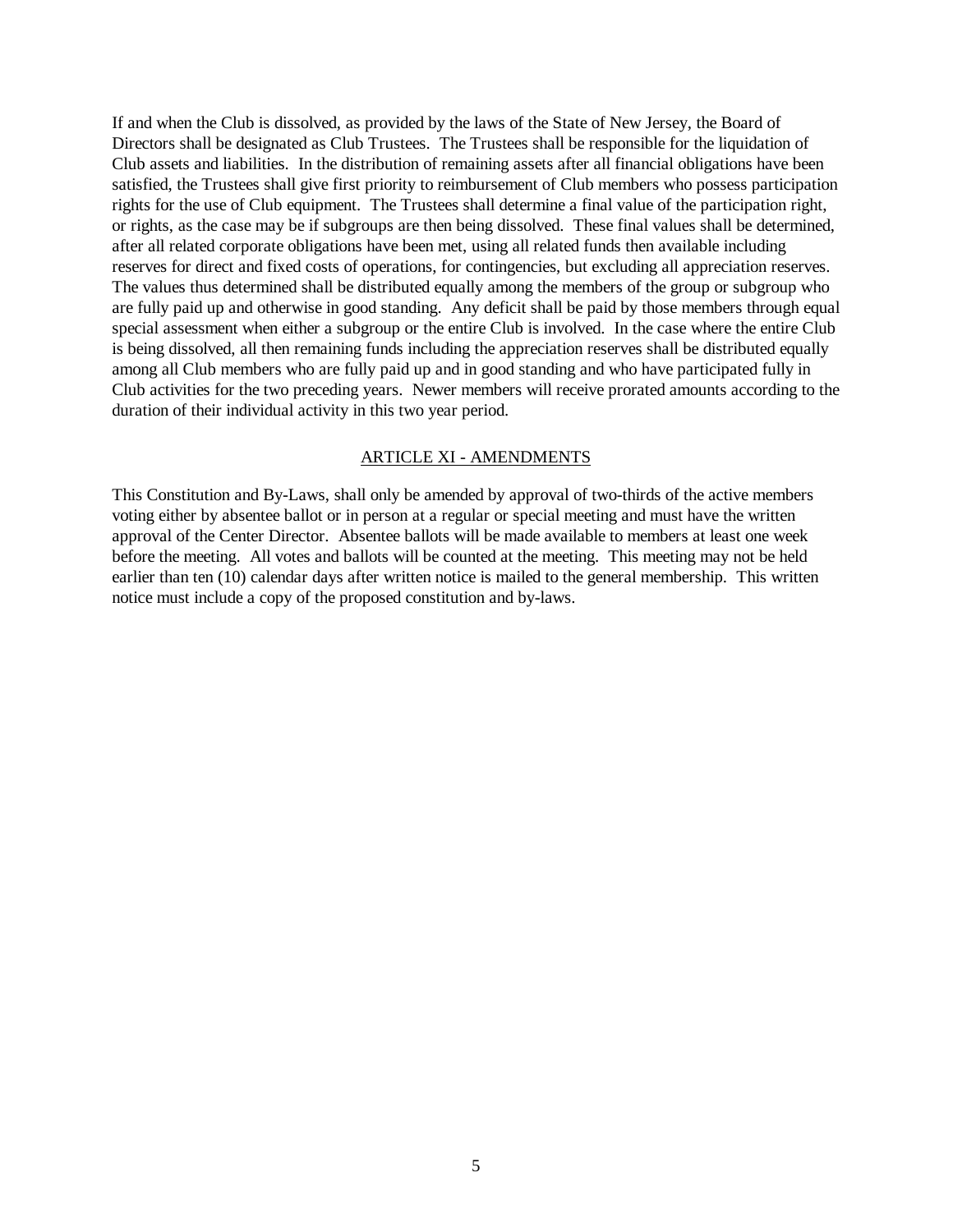If and when the Club is dissolved, as provided by the laws of the State of New Jersey, the Board of Directors shall be designated as Club Trustees. The Trustees shall be responsible for the liquidation of Club assets and liabilities. In the distribution of remaining assets after all financial obligations have been satisfied, the Trustees shall give first priority to reimbursement of Club members who possess participation rights for the use of Club equipment. The Trustees shall determine a final value of the participation right, or rights, as the case may be if subgroups are then being dissolved. These final values shall be determined, after all related corporate obligations have been met, using all related funds then available including reserves for direct and fixed costs of operations, for contingencies, but excluding all appreciation reserves. The values thus determined shall be distributed equally among the members of the group or subgroup who are fully paid up and otherwise in good standing. Any deficit shall be paid by those members through equal special assessment when either a subgroup or the entire Club is involved. In the case where the entire Club is being dissolved, all then remaining funds including the appreciation reserves shall be distributed equally among all Club members who are fully paid up and in good standing and who have participated fully in Club activities for the two preceding years. Newer members will receive prorated amounts according to the duration of their individual activity in this two year period.

## ARTICLE XI - AMENDMENTS

This Constitution and By-Laws, shall only be amended by approval of two-thirds of the active members voting either by absentee ballot or in person at a regular or special meeting and must have the written approval of the Center Director. Absentee ballots will be made available to members at least one week before the meeting. All votes and ballots will be counted at the meeting. This meeting may not be held earlier than ten (10) calendar days after written notice is mailed to the general membership. This written notice must include a copy of the proposed constitution and by-laws.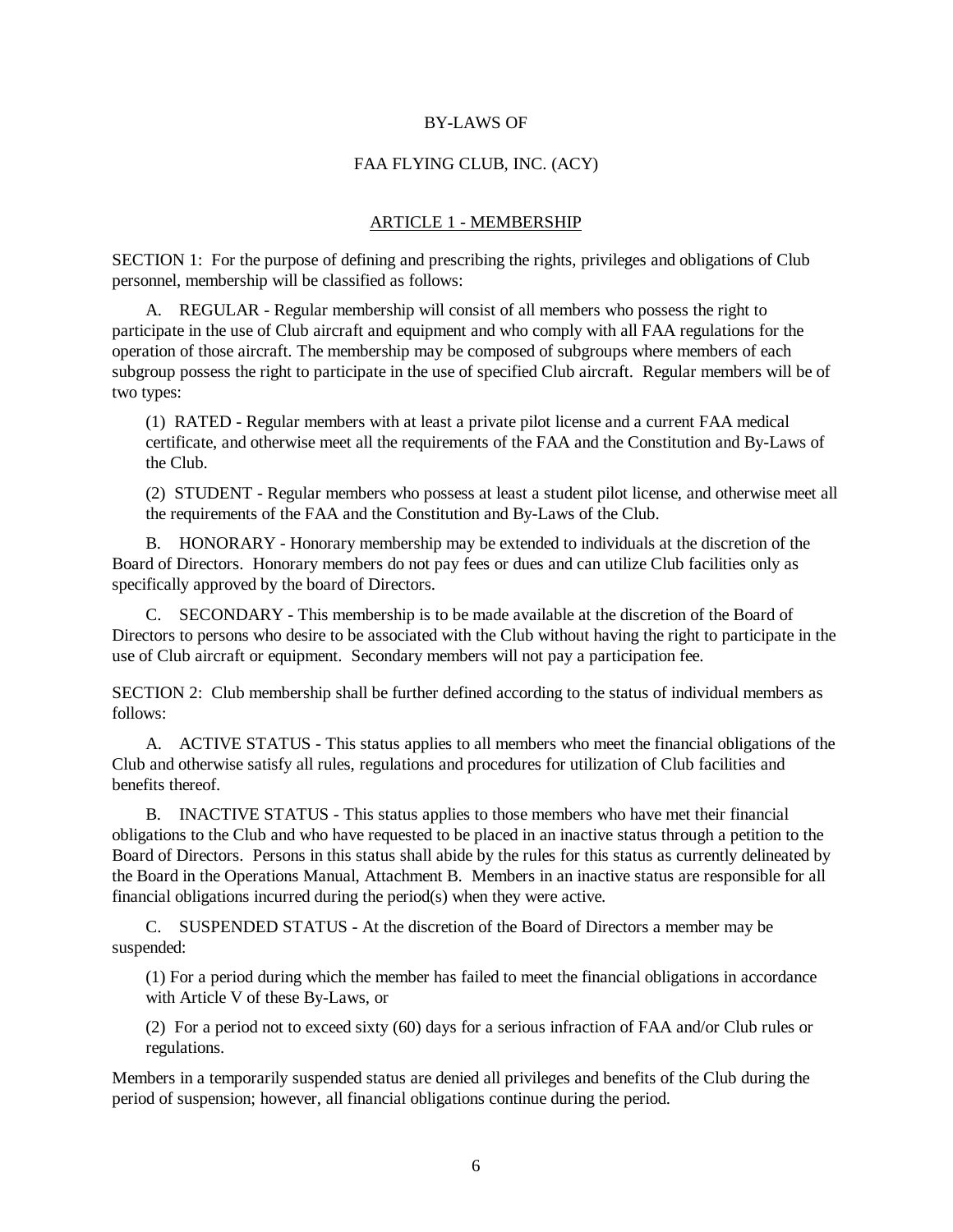# BY-LAWS OF

# FAA FLYING CLUB, INC. (ACY)

## ARTICLE 1 - MEMBERSHIP

SECTION 1: For the purpose of defining and prescribing the rights, privileges and obligations of Club personnel, membership will be classified as follows:

A. REGULAR - Regular membership will consist of all members who possess the right to participate in the use of Club aircraft and equipment and who comply with all FAA regulations for the operation of those aircraft. The membership may be composed of subgroups where members of each subgroup possess the right to participate in the use of specified Club aircraft. Regular members will be of two types:

(1) RATED - Regular members with at least a private pilot license and a current FAA medical certificate, and otherwise meet all the requirements of the FAA and the Constitution and By-Laws of the Club.

(2) STUDENT - Regular members who possess at least a student pilot license, and otherwise meet all the requirements of the FAA and the Constitution and By-Laws of the Club.

B. HONORARY - Honorary membership may be extended to individuals at the discretion of the Board of Directors. Honorary members do not pay fees or dues and can utilize Club facilities only as specifically approved by the board of Directors.

C. SECONDARY - This membership is to be made available at the discretion of the Board of Directors to persons who desire to be associated with the Club without having the right to participate in the use of Club aircraft or equipment. Secondary members will not pay a participation fee.

SECTION 2: Club membership shall be further defined according to the status of individual members as follows:

A. ACTIVE STATUS - This status applies to all members who meet the financial obligations of the Club and otherwise satisfy all rules, regulations and procedures for utilization of Club facilities and benefits thereof.

B. INACTIVE STATUS - This status applies to those members who have met their financial obligations to the Club and who have requested to be placed in an inactive status through a petition to the Board of Directors. Persons in this status shall abide by the rules for this status as currently delineated by the Board in the Operations Manual, Attachment B. Members in an inactive status are responsible for all financial obligations incurred during the period(s) when they were active.

C. SUSPENDED STATUS - At the discretion of the Board of Directors a member may be suspended:

(1) For a period during which the member has failed to meet the financial obligations in accordance with Article V of these By-Laws, or

(2) For a period not to exceed sixty (60) days for a serious infraction of FAA and/or Club rules or regulations.

Members in a temporarily suspended status are denied all privileges and benefits of the Club during the period of suspension; however, all financial obligations continue during the period.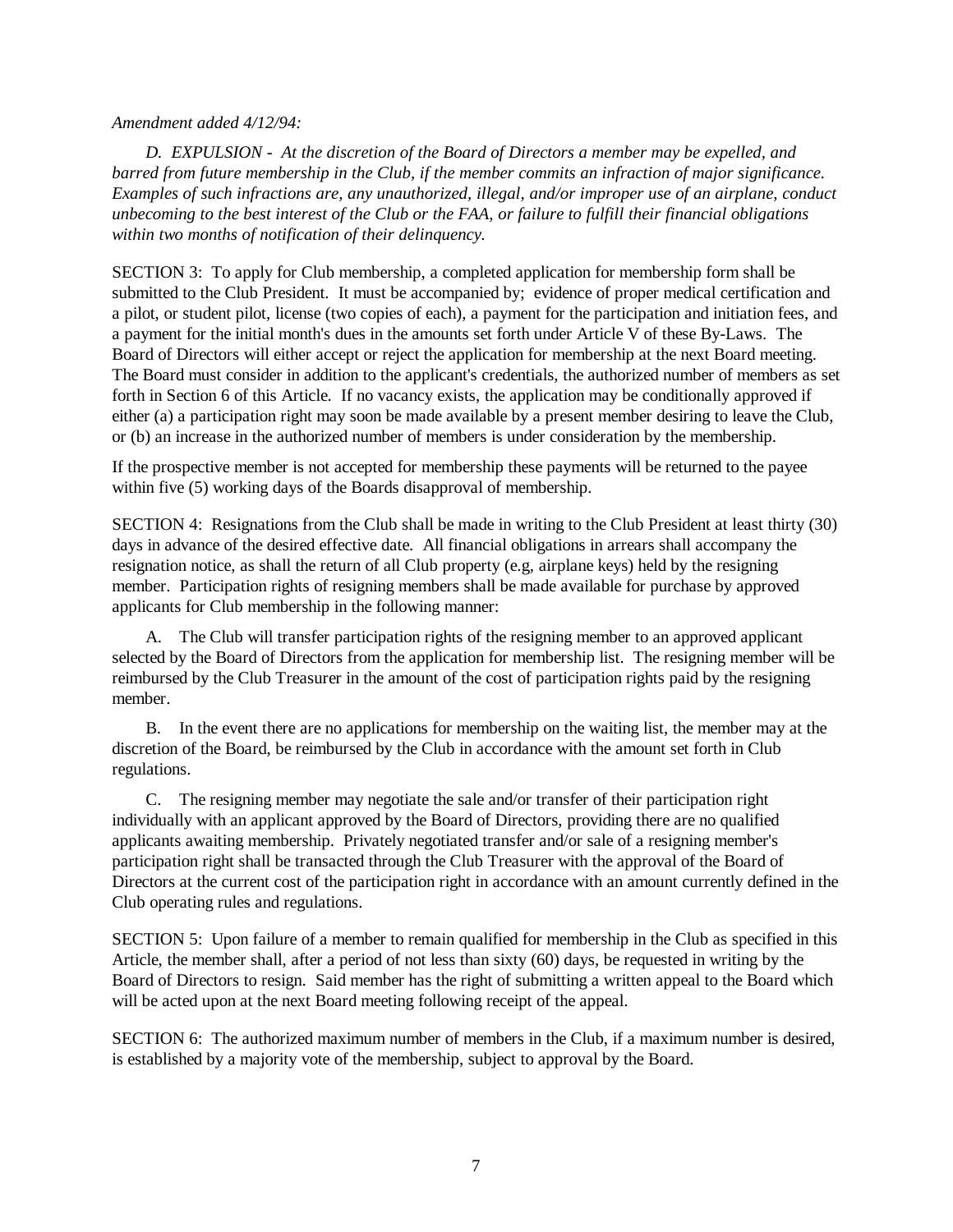*Amendment added 4/12/94:*

*D. EXPULSION - At the discretion of the Board of Directors a member may be expelled, and barred from future membership in the Club, if the member commits an infraction of major significance. Examples of such infractions are, any unauthorized, illegal, and/or improper use of an airplane, conduct unbecoming to the best interest of the Club or the FAA, or failure to fulfill their financial obligations within two months of notification of their delinquency.*

SECTION 3: To apply for Club membership, a completed application for membership form shall be submitted to the Club President. It must be accompanied by; evidence of proper medical certification and a pilot, or student pilot, license (two copies of each), a payment for the participation and initiation fees, and a payment for the initial month's dues in the amounts set forth under Article V of these By-Laws. The Board of Directors will either accept or reject the application for membership at the next Board meeting. The Board must consider in addition to the applicant's credentials, the authorized number of members as set forth in Section 6 of this Article. If no vacancy exists, the application may be conditionally approved if either (a) a participation right may soon be made available by a present member desiring to leave the Club, or (b) an increase in the authorized number of members is under consideration by the membership.

If the prospective member is not accepted for membership these payments will be returned to the payee within five (5) working days of the Boards disapproval of membership.

SECTION 4: Resignations from the Club shall be made in writing to the Club President at least thirty (30) days in advance of the desired effective date. All financial obligations in arrears shall accompany the resignation notice, as shall the return of all Club property (e.g, airplane keys) held by the resigning member. Participation rights of resigning members shall be made available for purchase by approved applicants for Club membership in the following manner:

A. The Club will transfer participation rights of the resigning member to an approved applicant selected by the Board of Directors from the application for membership list. The resigning member will be reimbursed by the Club Treasurer in the amount of the cost of participation rights paid by the resigning member.

B. In the event there are no applications for membership on the waiting list, the member may at the discretion of the Board, be reimbursed by the Club in accordance with the amount set forth in Club regulations.

C. The resigning member may negotiate the sale and/or transfer of their participation right individually with an applicant approved by the Board of Directors, providing there are no qualified applicants awaiting membership. Privately negotiated transfer and/or sale of a resigning member's participation right shall be transacted through the Club Treasurer with the approval of the Board of Directors at the current cost of the participation right in accordance with an amount currently defined in the Club operating rules and regulations.

SECTION 5: Upon failure of a member to remain qualified for membership in the Club as specified in this Article, the member shall, after a period of not less than sixty (60) days, be requested in writing by the Board of Directors to resign. Said member has the right of submitting a written appeal to the Board which will be acted upon at the next Board meeting following receipt of the appeal.

SECTION 6: The authorized maximum number of members in the Club, if a maximum number is desired, is established by a majority vote of the membership, subject to approval by the Board.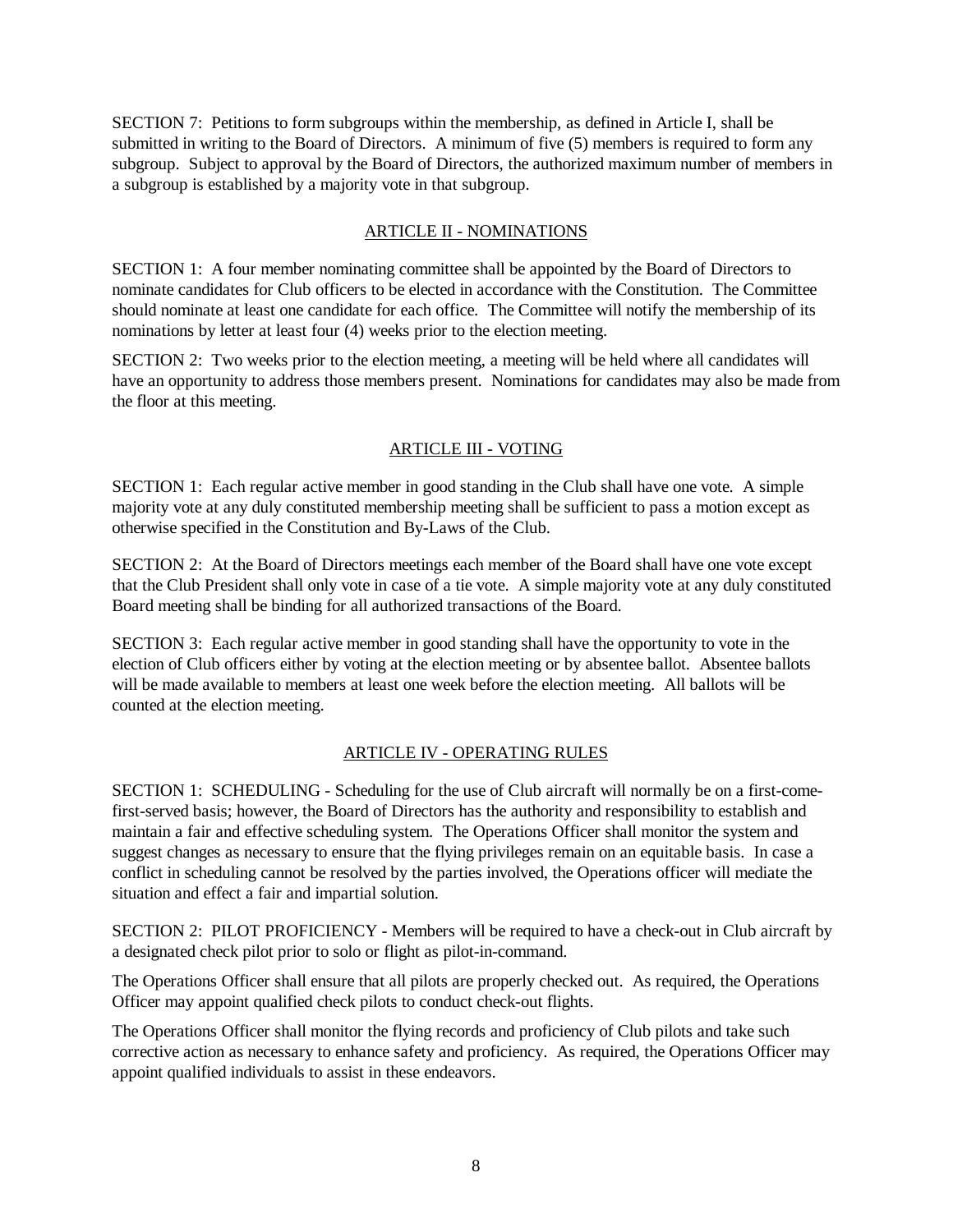SECTION 7: Petitions to form subgroups within the membership, as defined in Article I, shall be submitted in writing to the Board of Directors. A minimum of five (5) members is required to form any subgroup. Subject to approval by the Board of Directors, the authorized maximum number of members in a subgroup is established by a majority vote in that subgroup.

## ARTICLE II - NOMINATIONS

SECTION 1: A four member nominating committee shall be appointed by the Board of Directors to nominate candidates for Club officers to be elected in accordance with the Constitution. The Committee should nominate at least one candidate for each office. The Committee will notify the membership of its nominations by letter at least four (4) weeks prior to the election meeting.

SECTION 2: Two weeks prior to the election meeting, a meeting will be held where all candidates will have an opportunity to address those members present. Nominations for candidates may also be made from the floor at this meeting.

## ARTICLE III - VOTING

SECTION 1: Each regular active member in good standing in the Club shall have one vote. A simple majority vote at any duly constituted membership meeting shall be sufficient to pass a motion except as otherwise specified in the Constitution and By-Laws of the Club.

SECTION 2: At the Board of Directors meetings each member of the Board shall have one vote except that the Club President shall only vote in case of a tie vote. A simple majority vote at any duly constituted Board meeting shall be binding for all authorized transactions of the Board.

SECTION 3: Each regular active member in good standing shall have the opportunity to vote in the election of Club officers either by voting at the election meeting or by absentee ballot. Absentee ballots will be made available to members at least one week before the election meeting. All ballots will be counted at the election meeting.

## ARTICLE IV - OPERATING RULES

SECTION 1: SCHEDULING - Scheduling for the use of Club aircraft will normally be on a first-come-first-served basis; however, the Board of Directors has the authority and responsibility to establish and maintain a fair and effective scheduling system. The Operations Officer shall monitor the system and suggest changes as necessary to ensure that the flying privileges remain on an equitable basis. In case a conflict in scheduling cannot be resolved by the parties involved, the Operations officer will mediate the situation and effect a fair and impartial solution.

SECTION 2: PILOT PROFICIENCY - Members will be required to have a check-out in Club aircraft by a designated check pilot prior to solo or flight as pilot-in-command.

The Operations Officer shall ensure that all pilots are properly checked out. As required, the Operations Officer may appoint qualified check pilots to conduct check-out flights.

The Operations Officer shall monitor the flying records and proficiency of Club pilots and take such corrective action as necessary to enhance safety and proficiency. As required, the Operations Officer may appoint qualified individuals to assist in these endeavors.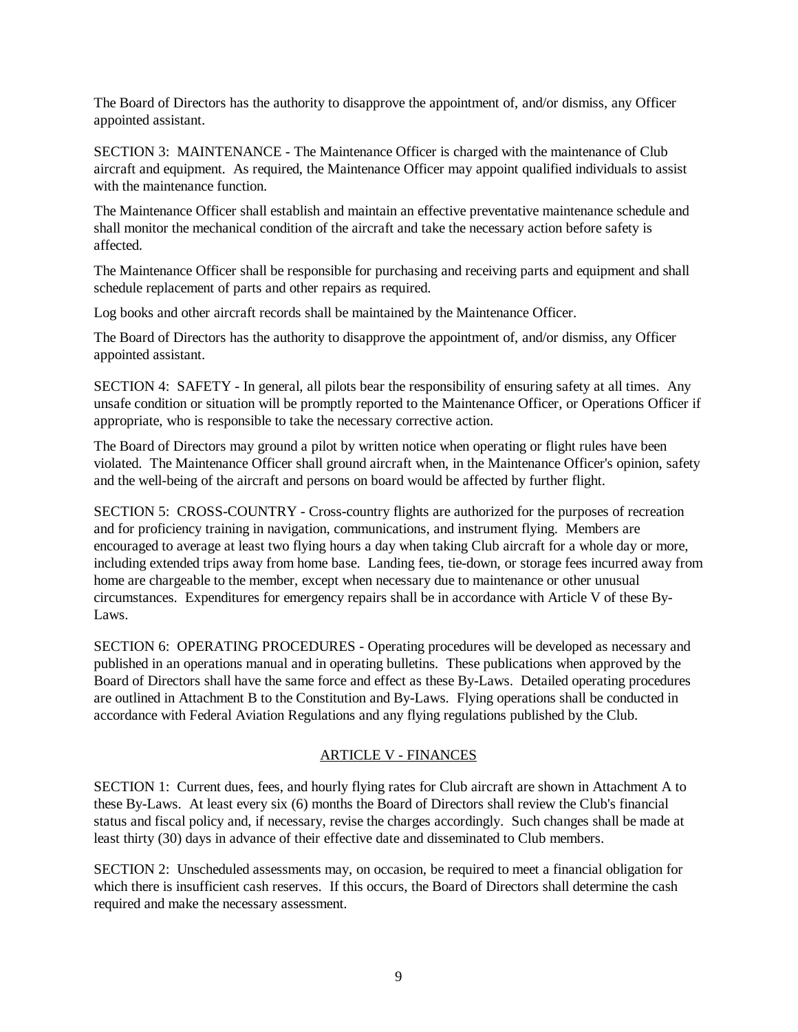The Board of Directors has the authority to disapprove the appointment of, and/or dismiss, any Officer appointed assistant.

SECTION 3: MAINTENANCE - The Maintenance Officer is charged with the maintenance of Club aircraft and equipment. As required, the Maintenance Officer may appoint qualified individuals to assist with the maintenance function.

The Maintenance Officer shall establish and maintain an effective preventative maintenance schedule and shall monitor the mechanical condition of the aircraft and take the necessary action before safety is affected.

The Maintenance Officer shall be responsible for purchasing and receiving parts and equipment and shall schedule replacement of parts and other repairs as required.

Log books and other aircraft records shall be maintained by the Maintenance Officer.

The Board of Directors has the authority to disapprove the appointment of, and/or dismiss, any Officer appointed assistant.

SECTION 4: SAFETY - In general, all pilots bear the responsibility of ensuring safety at all times. Any unsafe condition or situation will be promptly reported to the Maintenance Officer, or Operations Officer if appropriate, who is responsible to take the necessary corrective action.

The Board of Directors may ground a pilot by written notice when operating or flight rules have been violated. The Maintenance Officer shall ground aircraft when, in the Maintenance Officer's opinion, safety and the well-being of the aircraft and persons on board would be affected by further flight.

SECTION 5: CROSS-COUNTRY - Cross-country flights are authorized for the purposes of recreation and for proficiency training in navigation, communications, and instrument flying. Members are encouraged to average at least two flying hours a day when taking Club aircraft for a whole day or more, including extended trips away from home base. Landing fees, tie-down, or storage fees incurred away from home are chargeable to the member, except when necessary due to maintenance or other unusual circumstances. Expenditures for emergency repairs shall be in accordance with Article V of these By-Laws.

SECTION 6: OPERATING PROCEDURES - Operating procedures will be developed as necessary and published in an operations manual and in operating bulletins. These publications when approved by the Board of Directors shall have the same force and effect as these By-Laws. Detailed operating procedures are outlined in Attachment B to the Constitution and By-Laws. Flying operations shall be conducted in accordance with Federal Aviation Regulations and any flying regulations published by the Club.

## ARTICLE V - FINANCES

SECTION 1: Current dues, fees, and hourly flying rates for Club aircraft are shown in Attachment A to these By-Laws. At least every six (6) months the Board of Directors shall review the Club's financial status and fiscal policy and, if necessary, revise the charges accordingly. Such changes shall be made at least thirty (30) days in advance of their effective date and disseminated to Club members.

SECTION 2: Unscheduled assessments may, on occasion, be required to meet a financial obligation for which there is insufficient cash reserves. If this occurs, the Board of Directors shall determine the cash required and make the necessary assessment.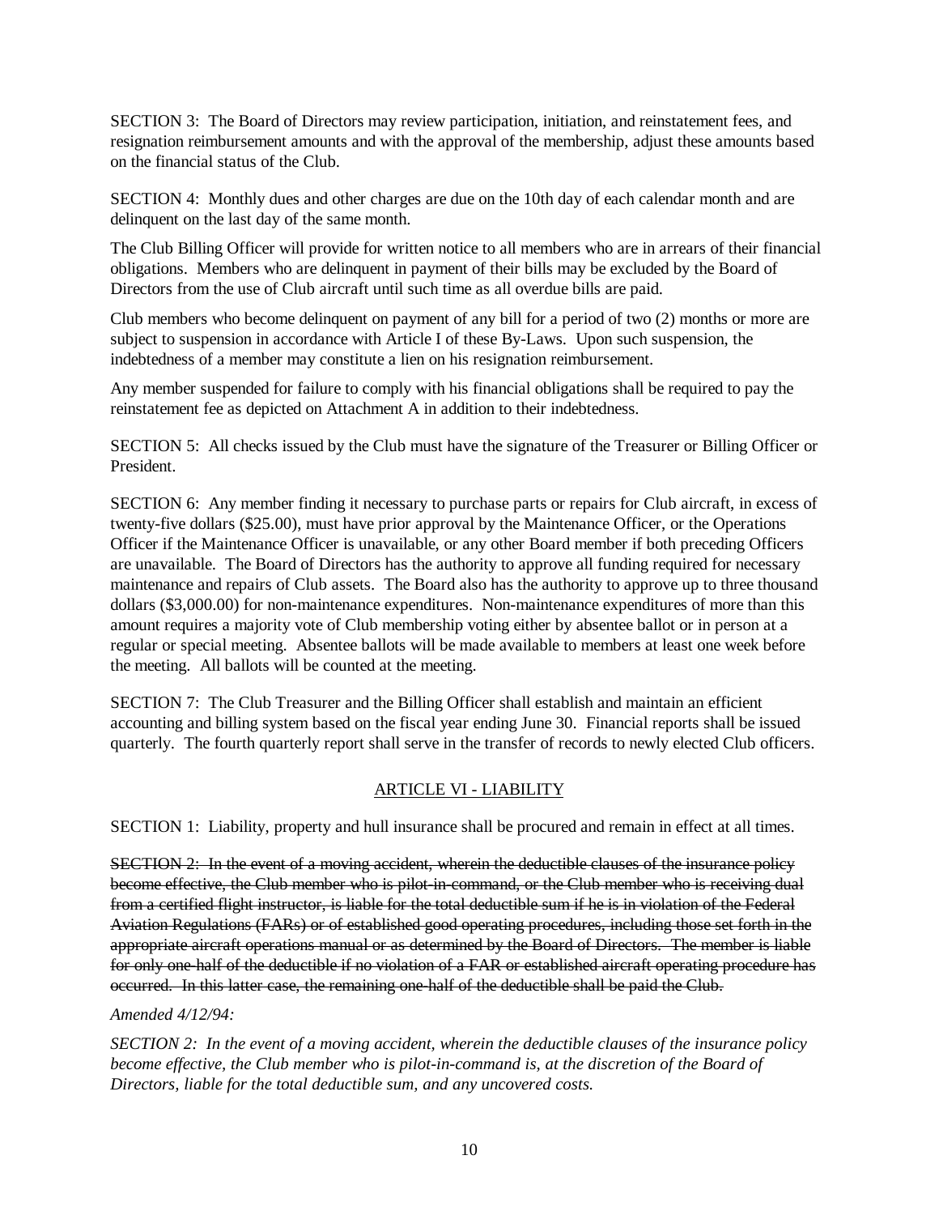SECTION 3: The Board of Directors may review participation, initiation, and reinstatement fees, and resignation reimbursement amounts and with the approval of the membership, adjust these amounts based on the financial status of the Club.

SECTION 4: Monthly dues and other charges are due on the 10th day of each calendar month and are delinquent on the last day of the same month.

The Club Billing Officer will provide for written notice to all members who are in arrears of their financial obligations. Members who are delinquent in payment of their bills may be excluded by the Board of Directors from the use of Club aircraft until such time as all overdue bills are paid.

Club members who become delinquent on payment of any bill for a period of two (2) months or more are subject to suspension in accordance with Article I of these By-Laws. Upon such suspension, the indebtedness of a member may constitute a lien on his resignation reimbursement.

Any member suspended for failure to comply with his financial obligations shall be required to pay the reinstatement fee as depicted on Attachment A in addition to their indebtedness.

SECTION 5: All checks issued by the Club must have the signature of the Treasurer or Billing Officer or President.

SECTION 6: Any member finding it necessary to purchase parts or repairs for Club aircraft, in excess of twenty-five dollars ($25.00), must have prior approval by the Maintenance Officer, or the Operations Officer if the Maintenance Officer is unavailable, or any other Board member if both preceding Officers are unavailable. The Board of Directors has the authority to approve all funding required for necessary maintenance and repairs of Club assets. The Board also has the authority to approve up to three thousand dollars ($3,000.00) for non-maintenance expenditures. Non-maintenance expenditures of more than this amount requires a majority vote of Club membership voting either by absentee ballot or in person at a regular or special meeting. Absentee ballots will be made available to members at least one week before the meeting. All ballots will be counted at the meeting.

SECTION 7: The Club Treasurer and the Billing Officer shall establish and maintain an efficient accounting and billing system based on the fiscal year ending June 30. Financial reports shall be issued quarterly. The fourth quarterly report shall serve in the transfer of records to newly elected Club officers.

## ARTICLE VI - LIABILITY

SECTION 1: Liability, property and hull insurance shall be procured and remain in effect at all times.

~~SECTION 2: In the event of a moving accident, wherein the deductible clauses of the insurance policy become effective, the Club member who is pilot-in-command, or the Club member who is receiving dual from a certified flight instructor, is liable for the total deductible sum if he is in violation of the Federal Aviation Regulations (FARs) or of established good operating procedures, including those set forth in the appropriate aircraft operations manual or as determined by the Board of Directors. The member is liable for only one-half of the deductible if no violation of a FAR or established aircraft operating procedure has occurred. In this latter case, the remaining one-half of the deductible shall be paid the Club.~~

*Amended 4/12/94:*

*SECTION 2: In the event of a moving accident, wherein the deductible clauses of the insurance policy become effective, the Club member who is pilot-in-command is, at the discretion of the Board of Directors, liable for the total deductible sum, and any uncovered costs.*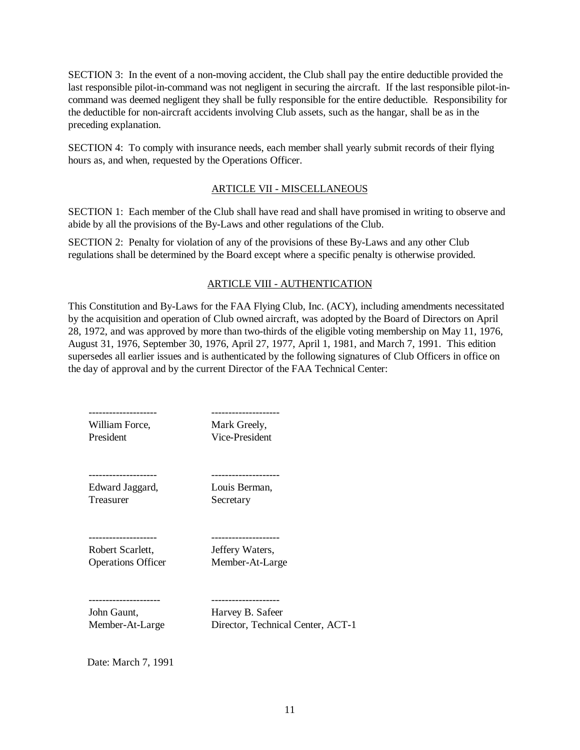SECTION 3: In the event of a non-moving accident, the Club shall pay the entire deductible provided the last responsible pilot-in-command was not negligent in securing the aircraft. If the last responsible pilot-in-command was deemed negligent they shall be fully responsible for the entire deductible. Responsibility for the deductible for non-aircraft accidents involving Club assets, such as the hangar, shall be as in the preceding explanation.

SECTION 4: To comply with insurance needs, each member shall yearly submit records of their flying hours as, and when, requested by the Operations Officer.

## ARTICLE VII - MISCELLANEOUS

SECTION 1: Each member of the Club shall have read and shall have promised in writing to observe and abide by all the provisions of the By-Laws and other regulations of the Club.

SECTION 2: Penalty for violation of any of the provisions of these By-Laws and any other Club regulations shall be determined by the Board except where a specific penalty is otherwise provided.

## ARTICLE VIII - AUTHENTICATION

This Constitution and By-Laws for the FAA Flying Club, Inc. (ACY), including amendments necessitated by the acquisition and operation of Club owned aircraft, was adopted by the Board of Directors on April 28, 1972, and was approved by more than two-thirds of the eligible voting membership on May 11, 1976, August 31, 1976, September 30, 1976, April 27, 1977, April 1, 1981, and March 7, 1991. This edition supersedes all earlier issues and is authenticated by the following signatures of Club Officers in office on the day of approval and by the current Director of the FAA Technical Center:

| | |
|---|---|
| -------------------- | -------------------- |
| William Force,<br>President | Mark Greely,<br>Vice-President |
| -------------------- | -------------------- |
| Edward Jaggard,<br>Treasurer | Louis Berman,<br>Secretary |
| -------------------- | -------------------- |
| Robert Scarlett,<br>Operations Officer | Jeffery Waters,<br>Member-At-Large |
| --------------------- | -------------------- |
| John Gaunt,<br>Member-At-Large | Harvey B. Safeer<br>Director, Technical Center, ACT-1 |

Date: March 7, 1991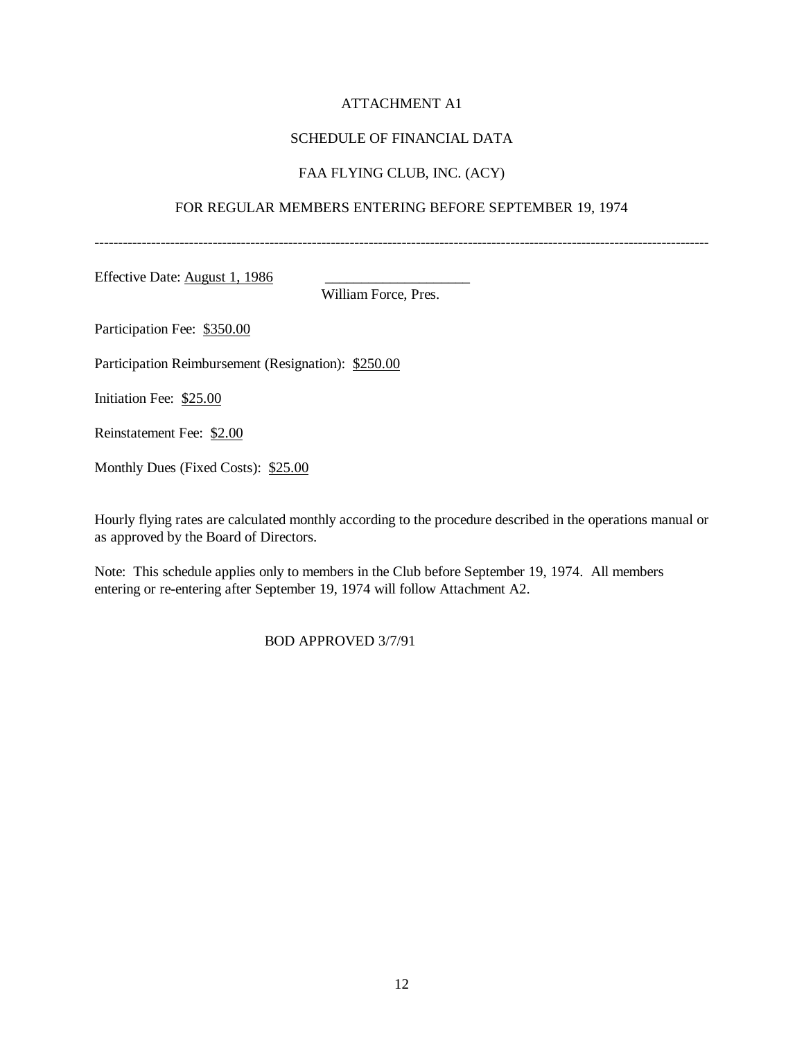# ATTACHMENT A1

## SCHEDULE OF FINANCIAL DATA

## FAA FLYING CLUB, INC. (ACY)

## FOR REGULAR MEMBERS ENTERING BEFORE SEPTEMBER 19, 1974

---

Effective Date: August 1, 1986 ____________________ William Force, Pres.

Participation Fee: $350.00

Participation Reimbursement (Resignation): $250.00

Initiation Fee: $25.00

Reinstatement Fee: $2.00

Monthly Dues (Fixed Costs): $25.00

Hourly flying rates are calculated monthly according to the procedure described in the operations manual or as approved by the Board of Directors.

Note: This schedule applies only to members in the Club before September 19, 1974. All members entering or re-entering after September 19, 1974 will follow Attachment A2.

BOD APPROVED 3/7/91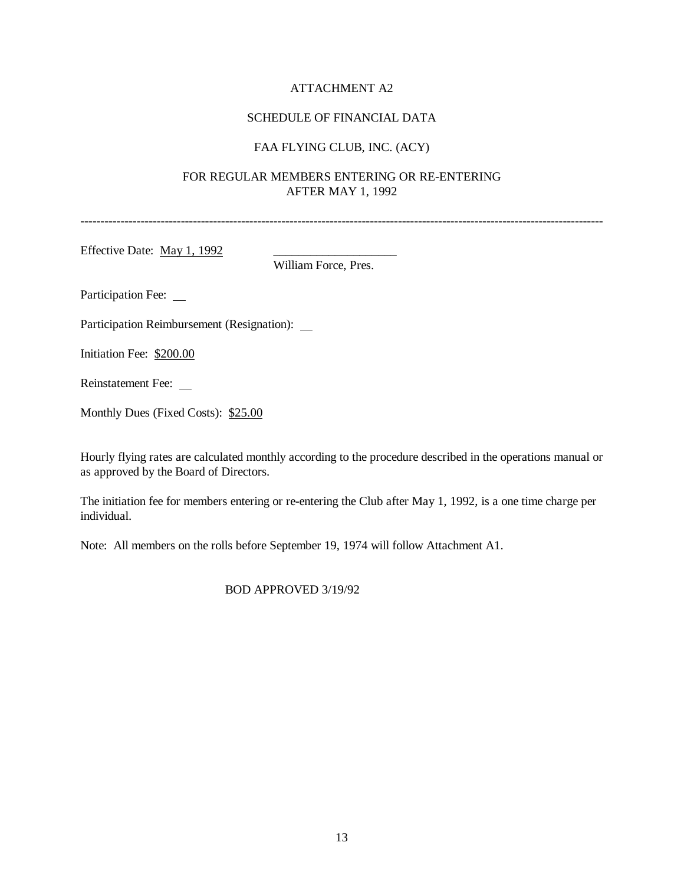# ATTACHMENT A2

## SCHEDULE OF FINANCIAL DATA

## FAA FLYING CLUB, INC. (ACY)

## FOR REGULAR MEMBERS ENTERING OR RE-ENTERING AFTER MAY 1, 1992

---

Effective Date: May 1, 1992 ____________________
William Force, Pres.

Participation Fee: __

Participation Reimbursement (Resignation): __

Initiation Fee: $200.00

Reinstatement Fee: __

Monthly Dues (Fixed Costs): $25.00

Hourly flying rates are calculated monthly according to the procedure described in the operations manual or as approved by the Board of Directors.

The initiation fee for members entering or re-entering the Club after May 1, 1992, is a one time charge per individual.

Note: All members on the rolls before September 19, 1974 will follow Attachment A1.

BOD APPROVED 3/19/92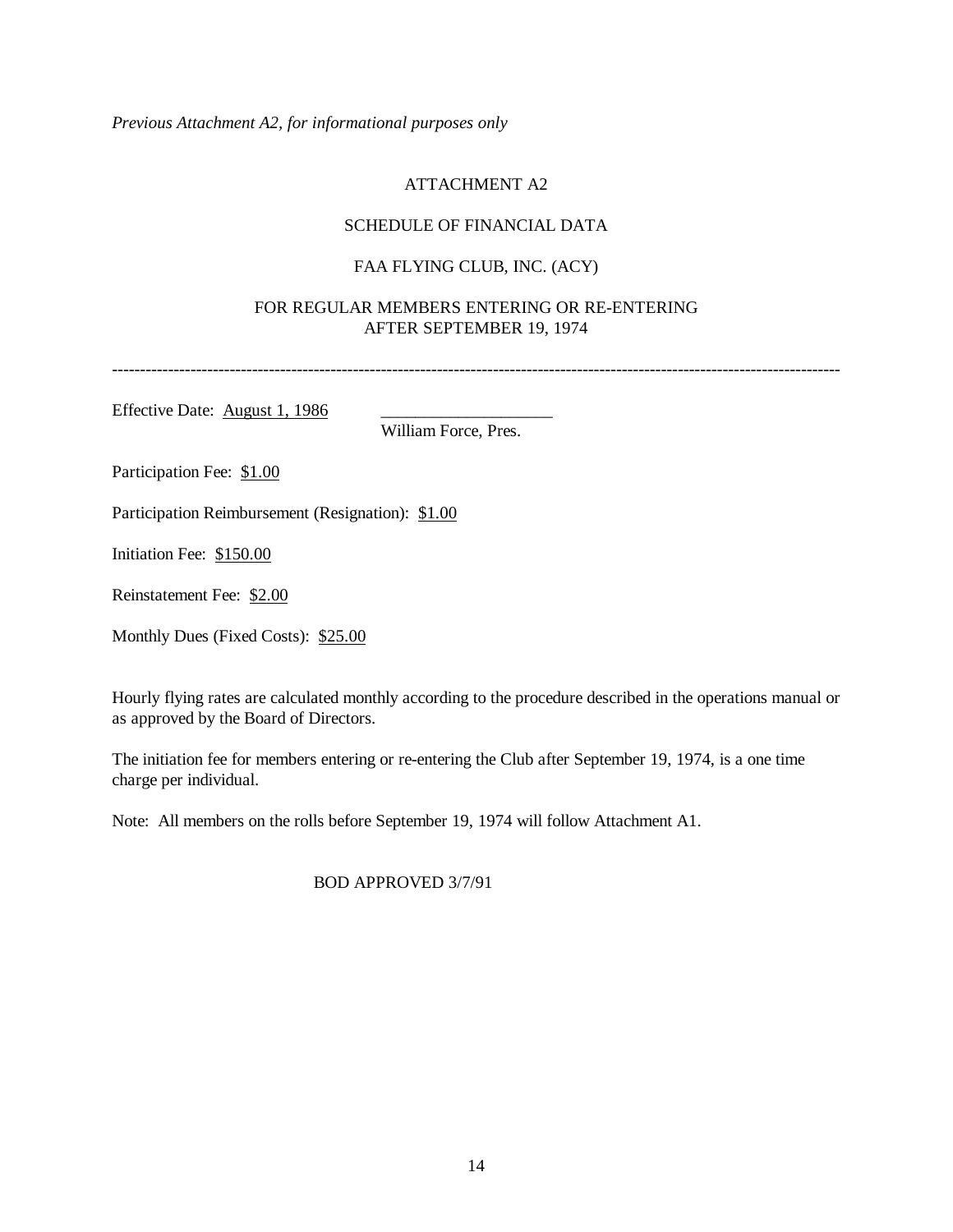*Previous Attachment A2, for informational purposes only*

# ATTACHMENT A2

## SCHEDULE OF FINANCIAL DATA

## FAA FLYING CLUB, INC. (ACY)

## FOR REGULAR MEMBERS ENTERING OR RE-ENTERING AFTER SEPTEMBER 19, 1974

---

Effective Date: August 1, 1986 ____________________
William Force, Pres.

Participation Fee: $1.00

Participation Reimbursement (Resignation): $1.00

Initiation Fee: $150.00

Reinstatement Fee: $2.00

Monthly Dues (Fixed Costs): $25.00

Hourly flying rates are calculated monthly according to the procedure described in the operations manual or as approved by the Board of Directors.

The initiation fee for members entering or re-entering the Club after September 19, 1974, is a one time charge per individual.

Note: All members on the rolls before September 19, 1974 will follow Attachment A1.

BOD APPROVED 3/7/91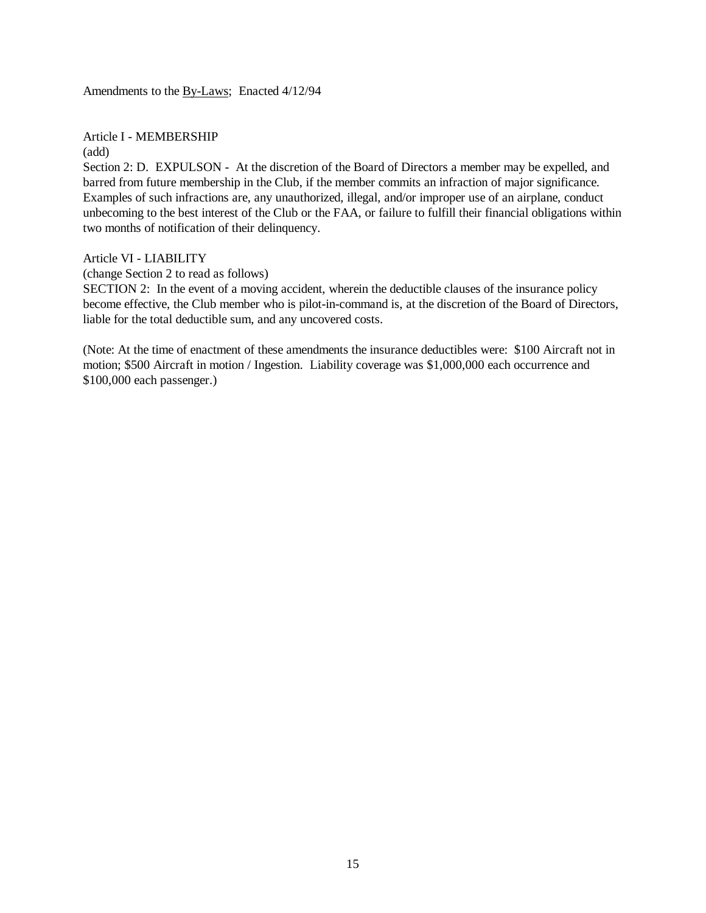Amendments to the By-Laws;  Enacted 4/12/94

Article I - MEMBERSHIP
(add)
Section 2: D.  EXPULSON -  At the discretion of the Board of Directors a member may be expelled, and barred from future membership in the Club, if the member commits an infraction of major significance. Examples of such infractions are, any unauthorized, illegal, and/or improper use of an airplane, conduct unbecoming to the best interest of the Club or the FAA, or failure to fulfill their financial obligations within two months of notification of their delinquency.

Article VI - LIABILITY
(change Section 2 to read as follows)
SECTION 2:  In the event of a moving accident, wherein the deductible clauses of the insurance policy become effective, the Club member who is pilot-in-command is, at the discretion of the Board of Directors, liable for the total deductible sum, and any uncovered costs.

(Note: At the time of enactment of these amendments the insurance deductibles were:  $100 Aircraft not in motion; $500 Aircraft in motion / Ingestion.  Liability coverage was $1,000,000 each occurrence and $100,000 each passenger.)